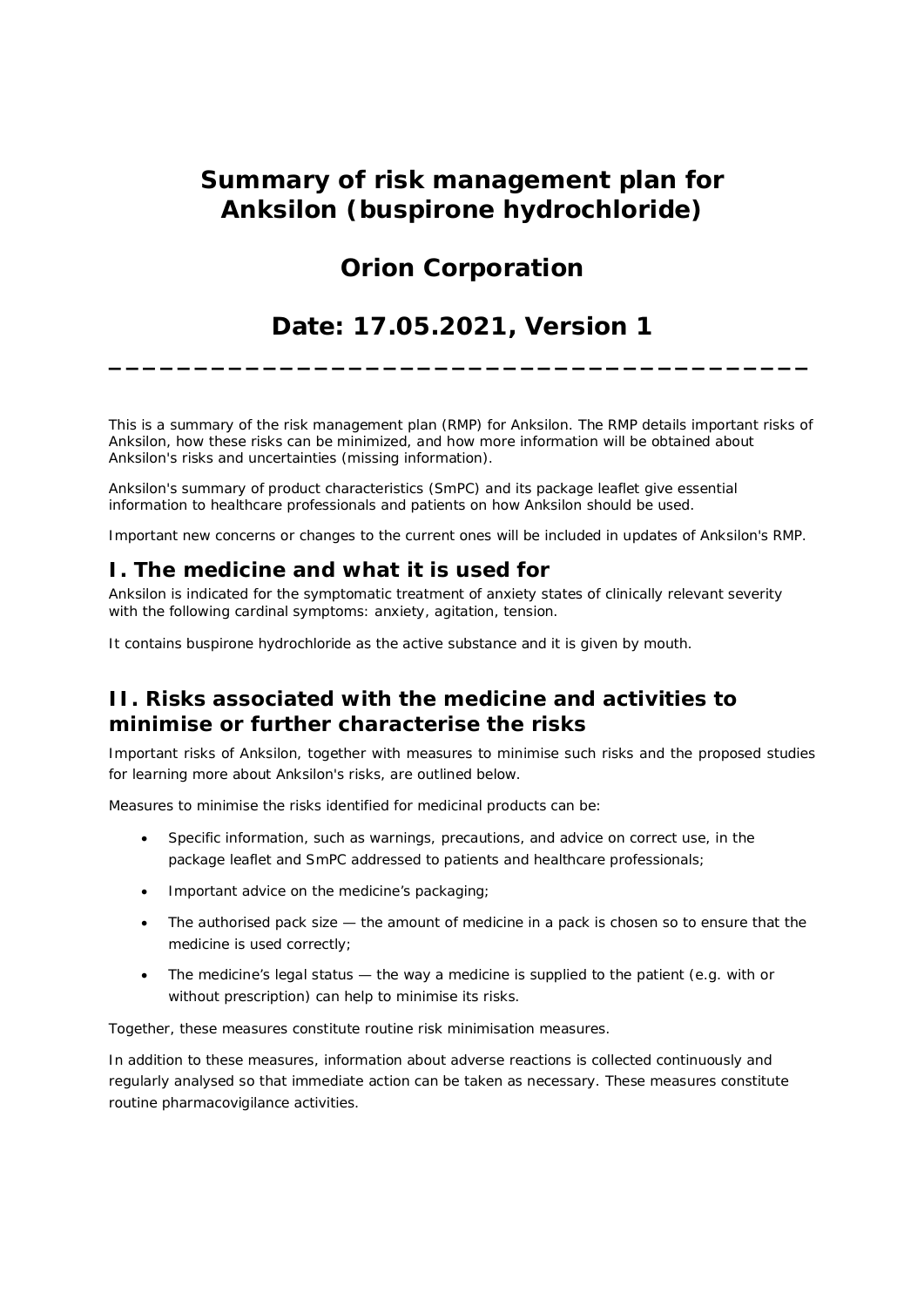# Summary of risk management plan for Anksilon (buspirone hydrochloride)

# Orion Corporation

# Date: 17.05.2021, Version 1

---

This is a summary of the risk management plan (RMP) for Anksilon. The RMP details important risks of Anksilon, how these risks can be minimized, and how more information will be obtained about Anksilon's risks and uncertainties (missing information).

Anksilon's summary of product characteristics (SmPC) and its package leaflet give essential information to healthcare professionals and patients on how Anksilon should be used.

Important new concerns or changes to the current ones will be included in updates of Anksilon's RMP.

## I. The medicine and what it is used for

Anksilon is indicated for the symptomatic treatment of anxiety states of clinically relevant severity with the following cardinal symptoms: anxiety, agitation, tension.

It contains buspirone hydrochloride as the active substance and it is given by mouth.

## II. Risks associated with the medicine and activities to minimise or further characterise the risks

Important risks of Anksilon, together with measures to minimise such risks and the proposed studies for learning more about Anksilon's risks, are outlined below.

Measures to minimise the risks identified for medicinal products can be:

- Specific information, such as warnings, precautions, and advice on correct use, in the package leaflet and SmPC addressed to patients and healthcare professionals;
- Important advice on the medicine’s packaging;
- The authorised pack size — the amount of medicine in a pack is chosen so to ensure that the medicine is used correctly;
- The medicine’s legal status — the way a medicine is supplied to the patient (e.g. with or without prescription) can help to minimise its risks.

Together, these measures constitute routine risk minimisation measures.

In addition to these measures, information about adverse reactions is collected continuously and regularly analysed so that immediate action can be taken as necessary. These measures constitute routine pharmacovigilance activities.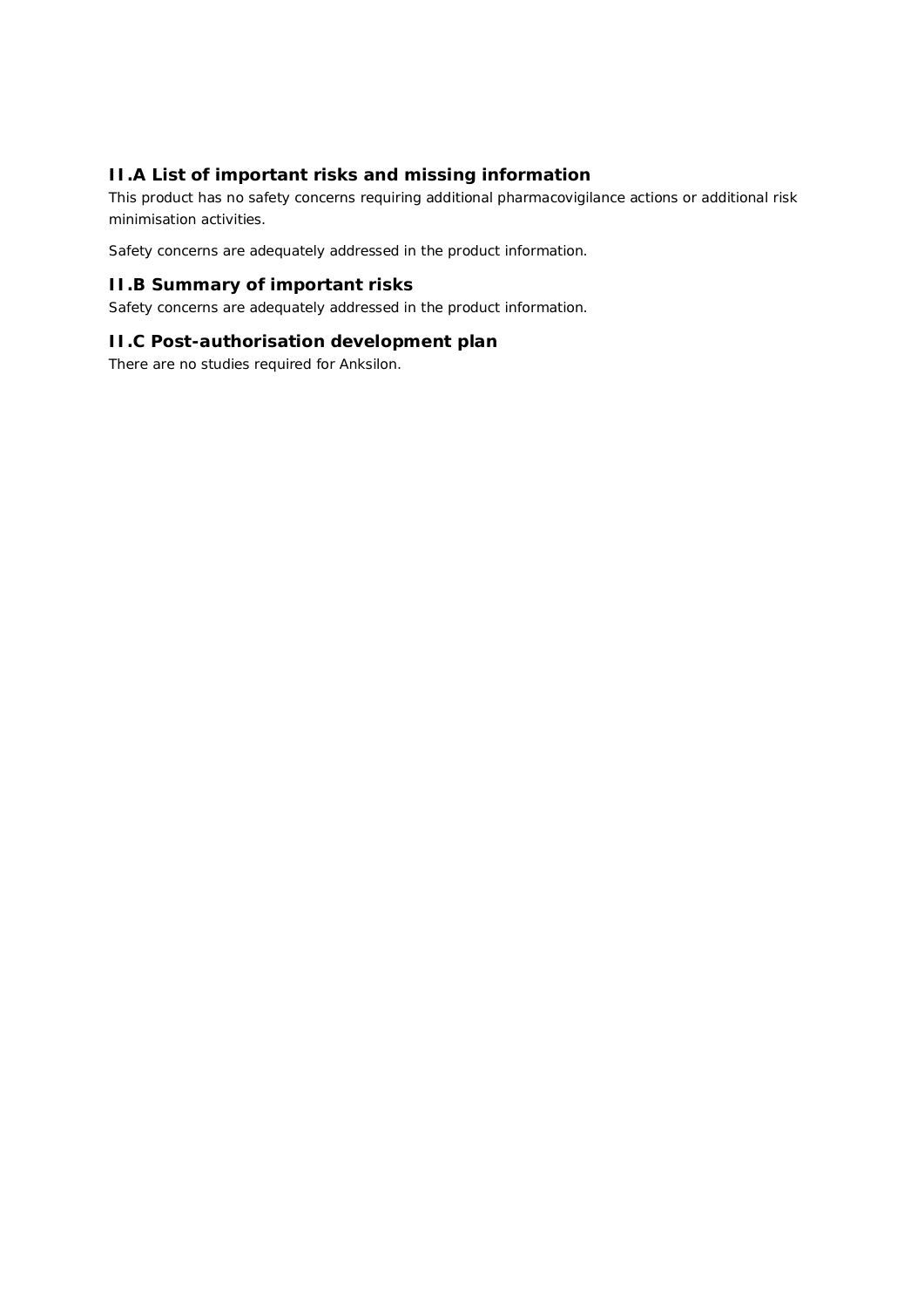### II.A List of important risks and missing information

This product has no safety concerns requiring additional pharmacovigilance actions or additional risk minimisation activities.

Safety concerns are adequately addressed in the product information.

### II.B Summary of important risks

Safety concerns are adequately addressed in the product information.

### II.C Post-authorisation development plan

There are no studies required for Anksilon.